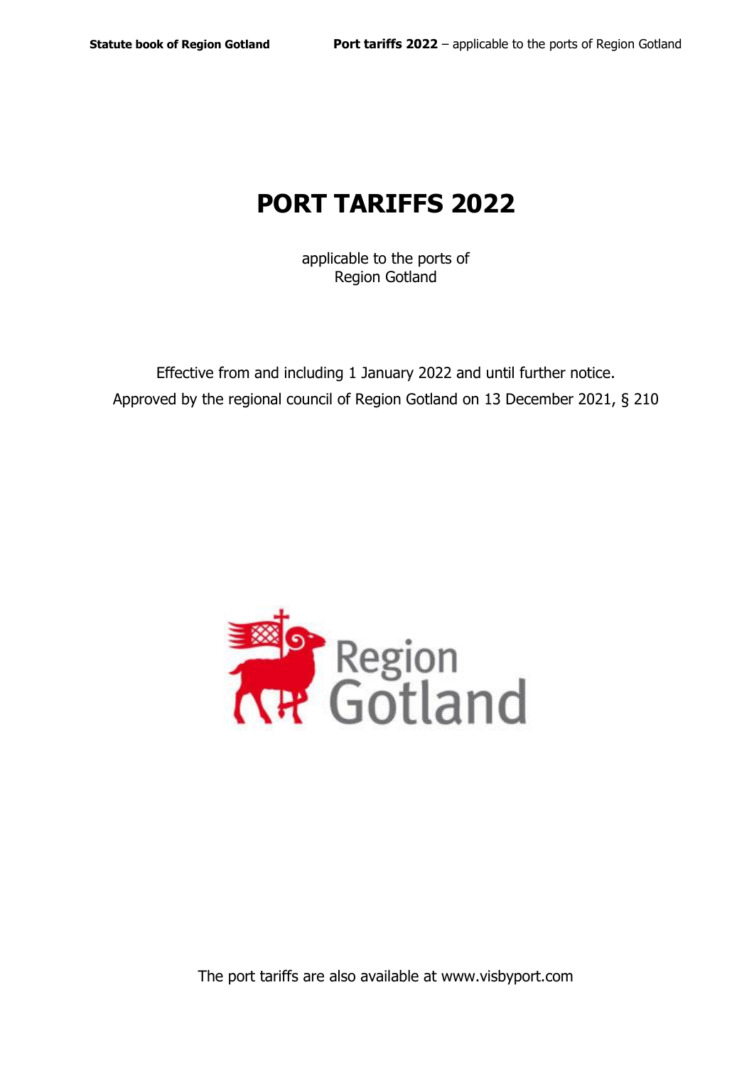# PORT TARIFFS 2022

applicable to the ports of
Region Gotland

Effective from and including 1 January 2022 and until further notice.
Approved by the regional council of Region Gotland on 13 December 2021, § 210

Region Gotland

The port tariffs are also available at www.visbyport.com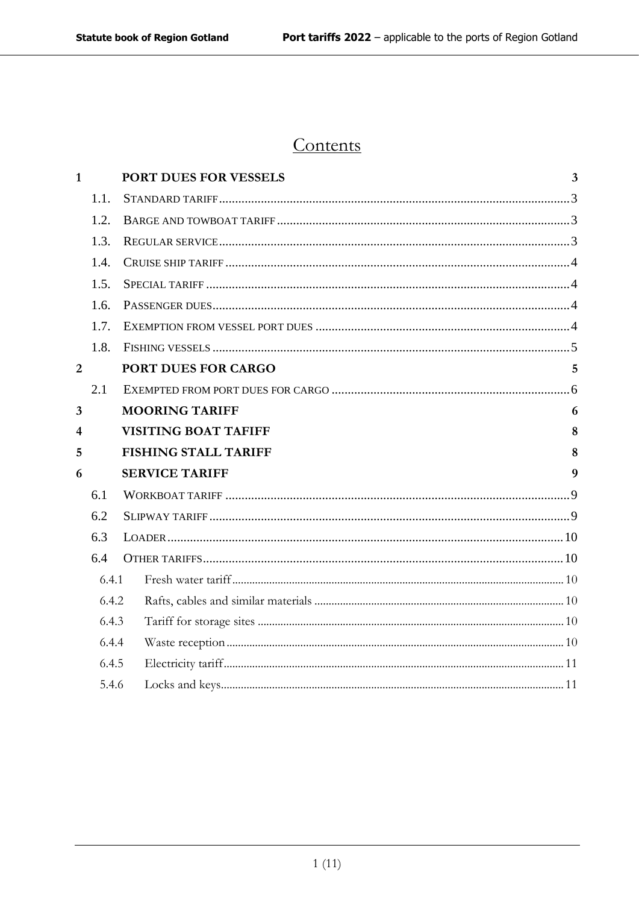# Contents

| | | |
|---|---|---|
| **1** | **PORT DUES FOR VESSELS** | **3** |
| 1.1. | STANDARD TARIFF | 3 |
| 1.2. | BARGE AND TOWBOAT TARIFF | 3 |
| 1.3. | REGULAR SERVICE | 3 |
| 1.4. | CRUISE SHIP TARIFF | 4 |
| 1.5. | SPECIAL TARIFF | 4 |
| 1.6. | PASSENGER DUES | 4 |
| 1.7. | EXEMPTION FROM VESSEL PORT DUES | 4 |
| 1.8. | FISHING VESSELS | 5 |
| **2** | **PORT DUES FOR CARGO** | **5** |
| 2.1 | EXEMPTED FROM PORT DUES FOR CARGO | 6 |
| **3** | **MOORING TARIFF** | **6** |
| **4** | **VISITING BOAT TAFIFF** | **8** |
| **5** | **FISHING STALL TARIFF** | **8** |
| **6** | **SERVICE TARIFF** | **9** |
| 6.1 | WORKBOAT TARIFF | 9 |
| 6.2 | SLIPWAY TARIFF | 9 |
| 6.3 | LOADER | 10 |
| 6.4 | OTHER TARIFFS | 10 |
| 6.4.1 | Fresh water tariff | 10 |
| 6.4.2 | Rafts, cables and similar materials | 10 |
| 6.4.3 | Tariff for storage sites | 10 |
| 6.4.4 | Waste reception | 10 |
| 6.4.5 | Electricity tariff | 11 |
| 5.4.6 | Locks and keys | 11 |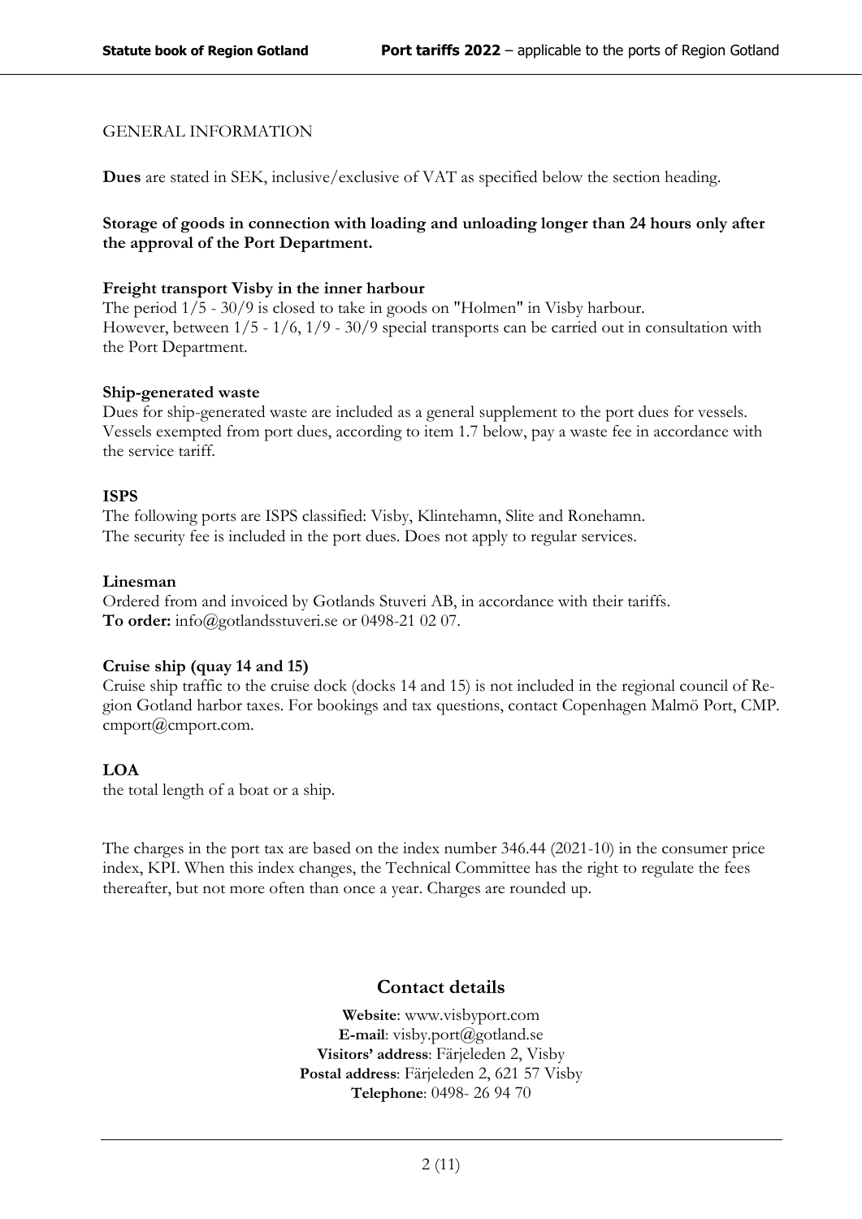GENERAL INFORMATION

**Dues** are stated in SEK, inclusive/exclusive of VAT as specified below the section heading.

**Storage of goods in connection with loading and unloading longer than 24 hours only after the approval of the Port Department.**

**Freight transport Visby in the inner harbour**

The period 1/5 - 30/9 is closed to take in goods on "Holmen" in Visby harbour.
However, between 1/5 - 1/6, 1/9 - 30/9 special transports can be carried out in consultation with the Port Department.

**Ship-generated waste**

Dues for ship-generated waste are included as a general supplement to the port dues for vessels. Vessels exempted from port dues, according to item 1.7 below, pay a waste fee in accordance with the service tariff.

**ISPS**

The following ports are ISPS classified: Visby, Klintehamn, Slite and Ronehamn.
The security fee is included in the port dues. Does not apply to regular services.

**Linesman**

Ordered from and invoiced by Gotlands Stuveri AB, in accordance with their tariffs.
**To order:** info@gotlandsstuveri.se or 0498-21 02 07.

**Cruise ship (quay 14 and 15)**

Cruise ship traffic to the cruise dock (docks 14 and 15) is not included in the regional council of Region Gotland harbor taxes. For bookings and tax questions, contact Copenhagen Malmö Port, CMP. cmport@cmport.com.

**LOA**

the total length of a boat or a ship.

The charges in the port tax are based on the index number 346.44 (2021-10) in the consumer price index, KPI. When this index changes, the Technical Committee has the right to regulate the fees thereafter, but not more often than once a year. Charges are rounded up.

## Contact details

**Website**: www.visbyport.com
**E-mail**: visby.port@gotland.se
**Visitors' address**: Färjeleden 2, Visby
**Postal address**: Färjeleden 2, 621 57 Visby
**Telephone**: 0498- 26 94 70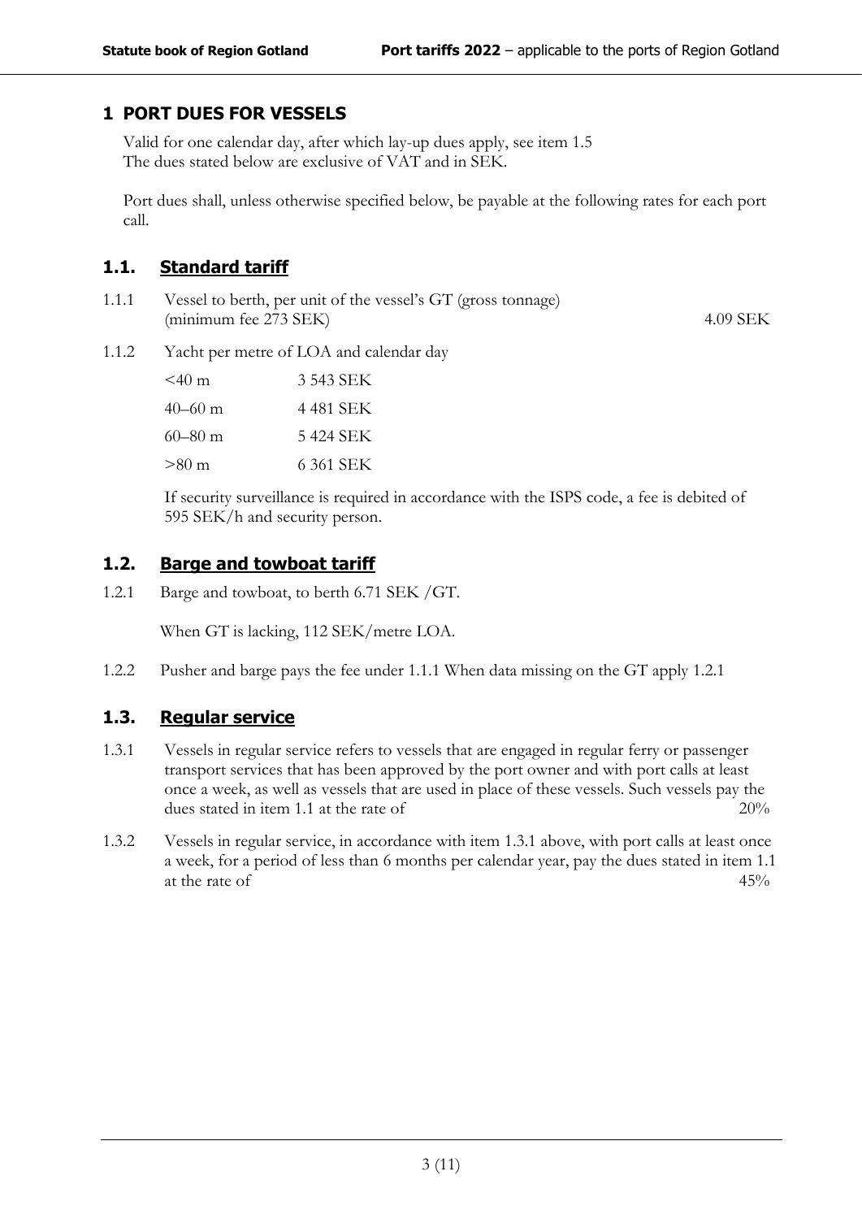# 1 PORT DUES FOR VESSELS

Valid for one calendar day, after which lay-up dues apply, see item 1.5
The dues stated below are exclusive of VAT and in SEK.

Port dues shall, unless otherwise specified below, be payable at the following rates for each port call.

## 1.1. Standard tariff

1.1.1 Vessel to berth, per unit of the vessel's GT (gross tonnage) (minimum fee 273 SEK) — 4.09 SEK

1.1.2 Yacht per metre of LOA and calendar day

| | |
|---|---|
| <40 m | 3 543 SEK |
| 40–60 m | 4 481 SEK |
| 60–80 m | 5 424 SEK |
| >80 m | 6 361 SEK |

If security surveillance is required in accordance with the ISPS code, a fee is debited of 595 SEK/h and security person.

## 1.2. Barge and towboat tariff

1.2.1 Barge and towboat, to berth 6.71 SEK /GT.

When GT is lacking, 112 SEK/metre LOA.

1.2.2 Pusher and barge pays the fee under 1.1.1 When data missing on the GT apply 1.2.1

## 1.3. Regular service

1.3.1 Vessels in regular service refers to vessels that are engaged in regular ferry or passenger transport services that has been approved by the port owner and with port calls at least once a week, as well as vessels that are used in place of these vessels. Such vessels pay the dues stated in item 1.1 at the rate of — 20%

1.3.2 Vessels in regular service, in accordance with item 1.3.1 above, with port calls at least once a week, for a period of less than 6 months per calendar year, pay the dues stated in item 1.1 at the rate of — 45%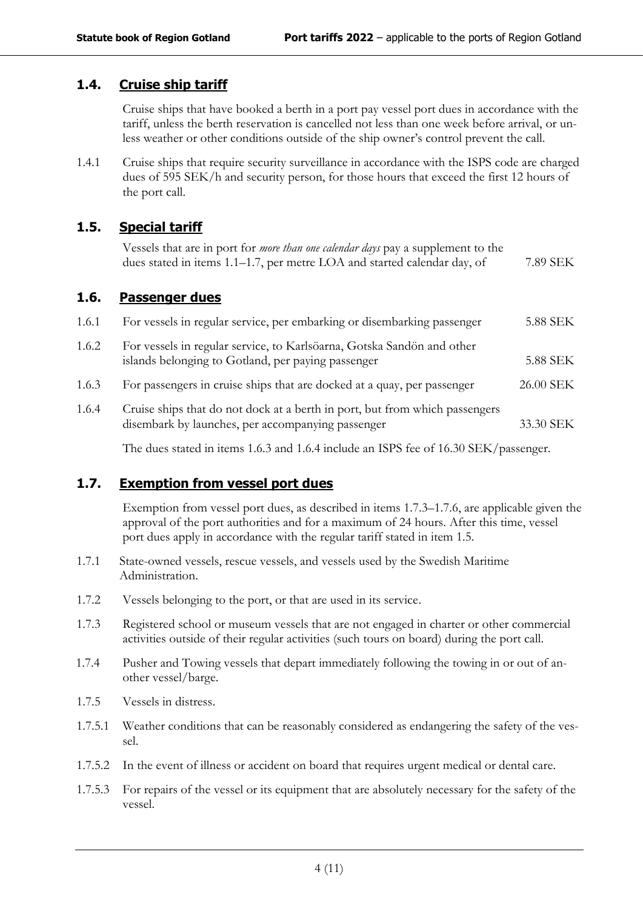## 1.4. Cruise ship tariff

Cruise ships that have booked a berth in a port pay vessel port dues in accordance with the tariff, unless the berth reservation is cancelled not less than one week before arrival, or unless weather or other conditions outside of the ship owner's control prevent the call.

1.4.1 Cruise ships that require security surveillance in accordance with the ISPS code are charged dues of 595 SEK/h and security person, for those hours that exceed the first 12 hours of the port call.

## 1.5. Special tariff

Vessels that are in port for *more than one calendar days* pay a supplement to the dues stated in items 1.1–1.7, per metre LOA and started calendar day, of 7.89 SEK

## 1.6. Passenger dues

| | | |
|---|---|---|
| 1.6.1 | For vessels in regular service, per embarking or disembarking passenger | 5.88 SEK |
| 1.6.2 | For vessels in regular service, to Karlsöarna, Gotska Sandön and other islands belonging to Gotland, per paying passenger | 5.88 SEK |
| 1.6.3 | For passengers in cruise ships that are docked at a quay, per passenger | 26.00 SEK |
| 1.6.4 | Cruise ships that do not dock at a berth in port, but from which passengers disembark by launches, per accompanying passenger | 33.30 SEK |

The dues stated in items 1.6.3 and 1.6.4 include an ISPS fee of 16.30 SEK/passenger.

## 1.7. Exemption from vessel port dues

Exemption from vessel port dues, as described in items 1.7.3–1.7.6, are applicable given the approval of the port authorities and for a maximum of 24 hours. After this time, vessel port dues apply in accordance with the regular tariff stated in item 1.5.

1.7.1 State-owned vessels, rescue vessels, and vessels used by the Swedish Maritime Administration.

1.7.2 Vessels belonging to the port, or that are used in its service.

1.7.3 Registered school or museum vessels that are not engaged in charter or other commercial activities outside of their regular activities (such tours on board) during the port call.

1.7.4 Pusher and Towing vessels that depart immediately following the towing in or out of another vessel/barge.

1.7.5 Vessels in distress.

1.7.5.1 Weather conditions that can be reasonably considered as endangering the safety of the vessel.

1.7.5.2 In the event of illness or accident on board that requires urgent medical or dental care.

1.7.5.3 For repairs of the vessel or its equipment that are absolutely necessary for the safety of the vessel.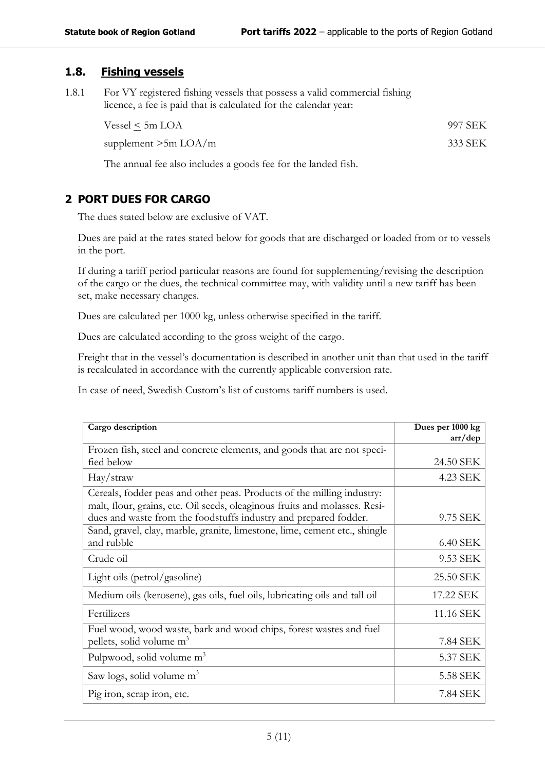## 1.8. Fishing vessels

1.8.1 For VY registered fishing vessels that possess a valid commercial fishing licence, a fee is paid that is calculated for the calendar year:

| | |
|---|---|
| Vessel ≤ 5m LOA | 997 SEK |
| supplement >5m LOA/m | 333 SEK |

The annual fee also includes a goods fee for the landed fish.

# 2 PORT DUES FOR CARGO

The dues stated below are exclusive of VAT.

Dues are paid at the rates stated below for goods that are discharged or loaded from or to vessels in the port.

If during a tariff period particular reasons are found for supplementing/revising the description of the cargo or the dues, the technical committee may, with validity until a new tariff has been set, make necessary changes.

Dues are calculated per 1000 kg, unless otherwise specified in the tariff.

Dues are calculated according to the gross weight of the cargo.

Freight that in the vessel's documentation is described in another unit than that used in the tariff is recalculated in accordance with the currently applicable conversion rate.

In case of need, Swedish Custom's list of customs tariff numbers is used.

| Cargo description | Dues per 1000 kg arr/dep |
|---|---|
| Frozen fish, steel and concrete elements, and goods that are not specified below | 24.50 SEK |
| Hay/straw | 4.23 SEK |
| Cereals, fodder peas and other peas. Products of the milling industry: malt, flour, grains, etc. Oil seeds, oleaginous fruits and molasses. Residues and waste from the foodstuffs industry and prepared fodder. | 9.75 SEK |
| Sand, gravel, clay, marble, granite, limestone, lime, cement etc., shingle and rubble | 6.40 SEK |
| Crude oil | 9.53 SEK |
| Light oils (petrol/gasoline) | 25.50 SEK |
| Medium oils (kerosene), gas oils, fuel oils, lubricating oils and tall oil | 17.22 SEK |
| Fertilizers | 11.16 SEK |
| Fuel wood, wood waste, bark and wood chips, forest wastes and fuel pellets, solid volume $m^3$ | 7.84 SEK |
| Pulpwood, solid volume $m^3$ | 5.37 SEK |
| Saw logs, solid volume $m^3$ | 5.58 SEK |
| Pig iron, scrap iron, etc. | 7.84 SEK |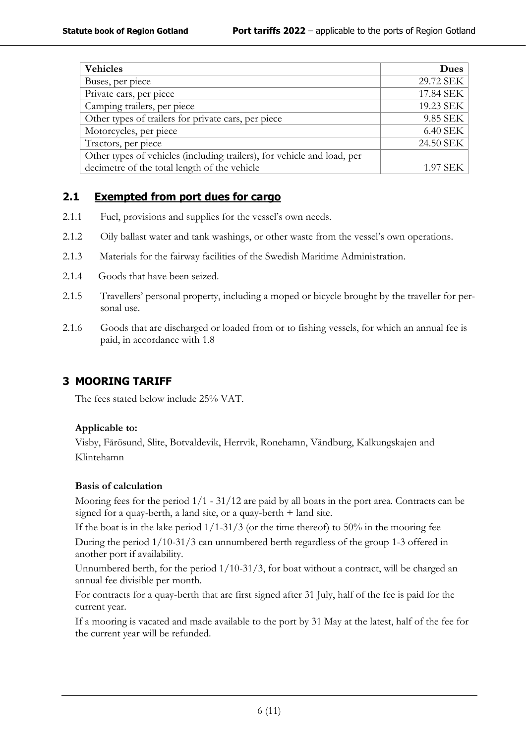| Vehicles | Dues |
|---|---|
| Buses, per piece | 29.72 SEK |
| Private cars, per piece | 17.84 SEK |
| Camping trailers, per piece | 19.23 SEK |
| Other types of trailers for private cars, per piece | 9.85 SEK |
| Motorcycles, per piece | 6.40 SEK |
| Tractors, per piece | 24.50 SEK |
| Other types of vehicles (including trailers), for vehicle and load, per decimetre of the total length of the vehicle | 1.97 SEK |

## 2.1 Exempted from port dues for cargo

2.1.1 Fuel, provisions and supplies for the vessel's own needs.

2.1.2 Oily ballast water and tank washings, or other waste from the vessel's own operations.

2.1.3 Materials for the fairway facilities of the Swedish Maritime Administration.

2.1.4 Goods that have been seized.

2.1.5 Travellers' personal property, including a moped or bicycle brought by the traveller for personal use.

2.1.6 Goods that are discharged or loaded from or to fishing vessels, for which an annual fee is paid, in accordance with 1.8

# 3 MOORING TARIFF

The fees stated below include 25% VAT.

**Applicable to:**

Visby, Fårösund, Slite, Botvaldevik, Herrvik, Ronehamn, Vändburg, Kalkungskajen and Klintehamn

**Basis of calculation**

Mooring fees for the period 1/1 - 31/12 are paid by all boats in the port area. Contracts can be signed for a quay-berth, a land site, or a quay-berth + land site.

If the boat is in the lake period 1/1-31/3 (or the time thereof) to 50% in the mooring fee

During the period 1/10-31/3 can unnumbered berth regardless of the group 1-3 offered in another port if availability.

Unnumbered berth, for the period 1/10-31/3, for boat without a contract, will be charged an annual fee divisible per month.

For contracts for a quay-berth that are first signed after 31 July, half of the fee is paid for the current year.

If a mooring is vacated and made available to the port by 31 May at the latest, half of the fee for the current year will be refunded.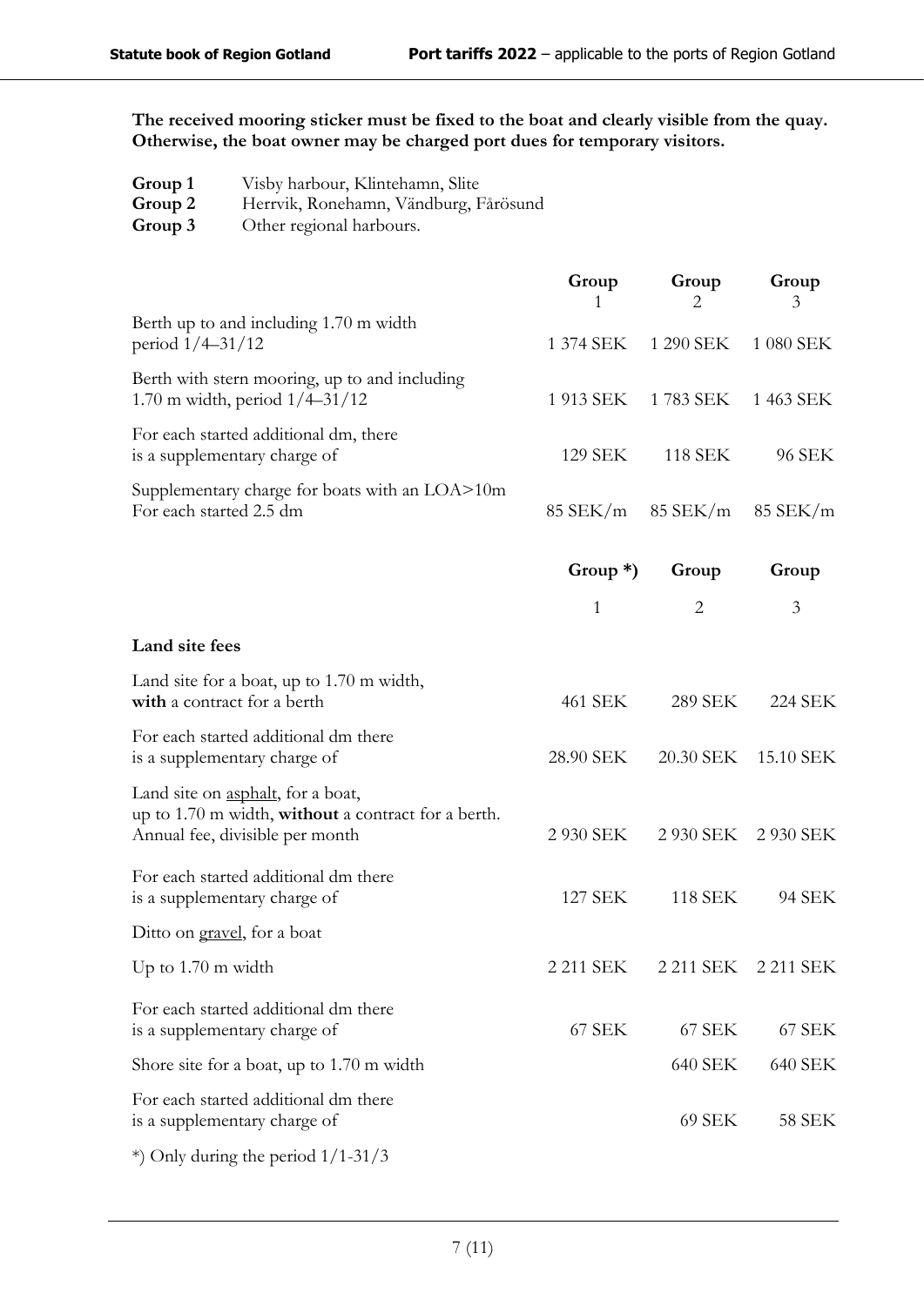**The received mooring sticker must be fixed to the boat and clearly visible from the quay. Otherwise, the boat owner may be charged port dues for temporary visitors.**

**Group 1** Visby harbour, Klintehamn, Slite
**Group 2** Herrvik, Ronehamn, Vändburg, Fårösund
**Group 3** Other regional harbours.

| | Group 1 | Group 2 | Group 3 |
|---|---|---|---|
| Berth up to and including 1.70 m width period 1/4–31/12 | 1 374 SEK | 1 290 SEK | 1 080 SEK |
| Berth with stern mooring, up to and including 1.70 m width, period 1/4–31/12 | 1 913 SEK | 1 783 SEK | 1 463 SEK |
| For each started additional dm, there is a supplementary charge of | 129 SEK | 118 SEK | 96 SEK |
| Supplementary charge for boats with an LOA>10m For each started 2.5 dm | 85 SEK/m | 85 SEK/m | 85 SEK/m |

| | Group *) 1 | Group 2 | Group 3 |
|---|---|---|---|
| **Land site fees** | | | |
| Land site for a boat, up to 1.70 m width, **with** a contract for a berth | 461 SEK | 289 SEK | 224 SEK |
| For each started additional dm there is a supplementary charge of | 28.90 SEK | 20.30 SEK | 15.10 SEK |
| Land site on asphalt, for a boat, up to 1.70 m width, **without** a contract for a berth. Annual fee, divisible per month | 2 930 SEK | 2 930 SEK | 2 930 SEK |
| For each started additional dm there is a supplementary charge of | 127 SEK | 118 SEK | 94 SEK |
| Ditto on gravel, for a boat | | | |
| Up to 1.70 m width | 2 211 SEK | 2 211 SEK | 2 211 SEK |
| For each started additional dm there is a supplementary charge of | 67 SEK | 67 SEK | 67 SEK |
| Shore site for a boat, up to 1.70 m width | | 640 SEK | 640 SEK |
| For each started additional dm there is a supplementary charge of | | 69 SEK | 58 SEK |

*) Only during the period 1/1-31/3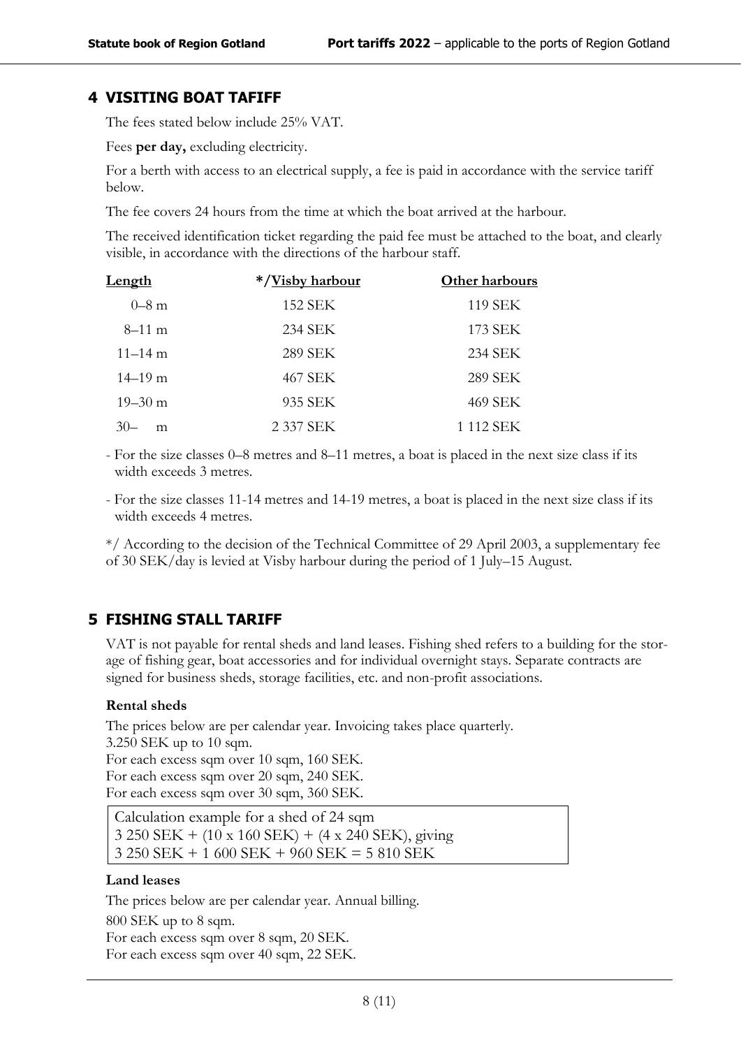## 4 VISITING BOAT TAFIFF

The fees stated below include 25% VAT.

Fees **per day,** excluding electricity.

For a berth with access to an electrical supply, a fee is paid in accordance with the service tariff below.

The fee covers 24 hours from the time at which the boat arrived at the harbour.

The received identification ticket regarding the paid fee must be attached to the boat, and clearly visible, in accordance with the directions of the harbour staff.

| Length | */Visby harbour | Other harbours |
|---|---|---|
| 0–8 m | 152 SEK | 119 SEK |
| 8–11 m | 234 SEK | 173 SEK |
| 11–14 m | 289 SEK | 234 SEK |
| 14–19 m | 467 SEK | 289 SEK |
| 19–30 m | 935 SEK | 469 SEK |
| 30– m | 2 337 SEK | 1 112 SEK |

- For the size classes 0–8 metres and 8–11 metres, a boat is placed in the next size class if its width exceeds 3 metres.
- For the size classes 11-14 metres and 14-19 metres, a boat is placed in the next size class if its width exceeds 4 metres.

*/ According to the decision of the Technical Committee of 29 April 2003, a supplementary fee of 30 SEK/day is levied at Visby harbour during the period of 1 July–15 August.

## 5 FISHING STALL TARIFF

VAT is not payable for rental sheds and land leases. Fishing shed refers to a building for the storage of fishing gear, boat accessories and for individual overnight stays. Separate contracts are signed for business sheds, storage facilities, etc. and non-profit associations.

### Rental sheds

The prices below are per calendar year. Invoicing takes place quarterly.
3.250 SEK up to 10 sqm.
For each excess sqm over 10 sqm, 160 SEK.
For each excess sqm over 20 sqm, 240 SEK.
For each excess sqm over 30 sqm, 360 SEK.

> Calculation example for a shed of 24 sqm
> 3 250 SEK + (10 x 160 SEK) + (4 x 240 SEK), giving
> 3 250 SEK + 1 600 SEK + 960 SEK = 5 810 SEK

### Land leases

The prices below are per calendar year. Annual billing.

800 SEK up to 8 sqm.
For each excess sqm over 8 sqm, 20 SEK.
For each excess sqm over 40 sqm, 22 SEK.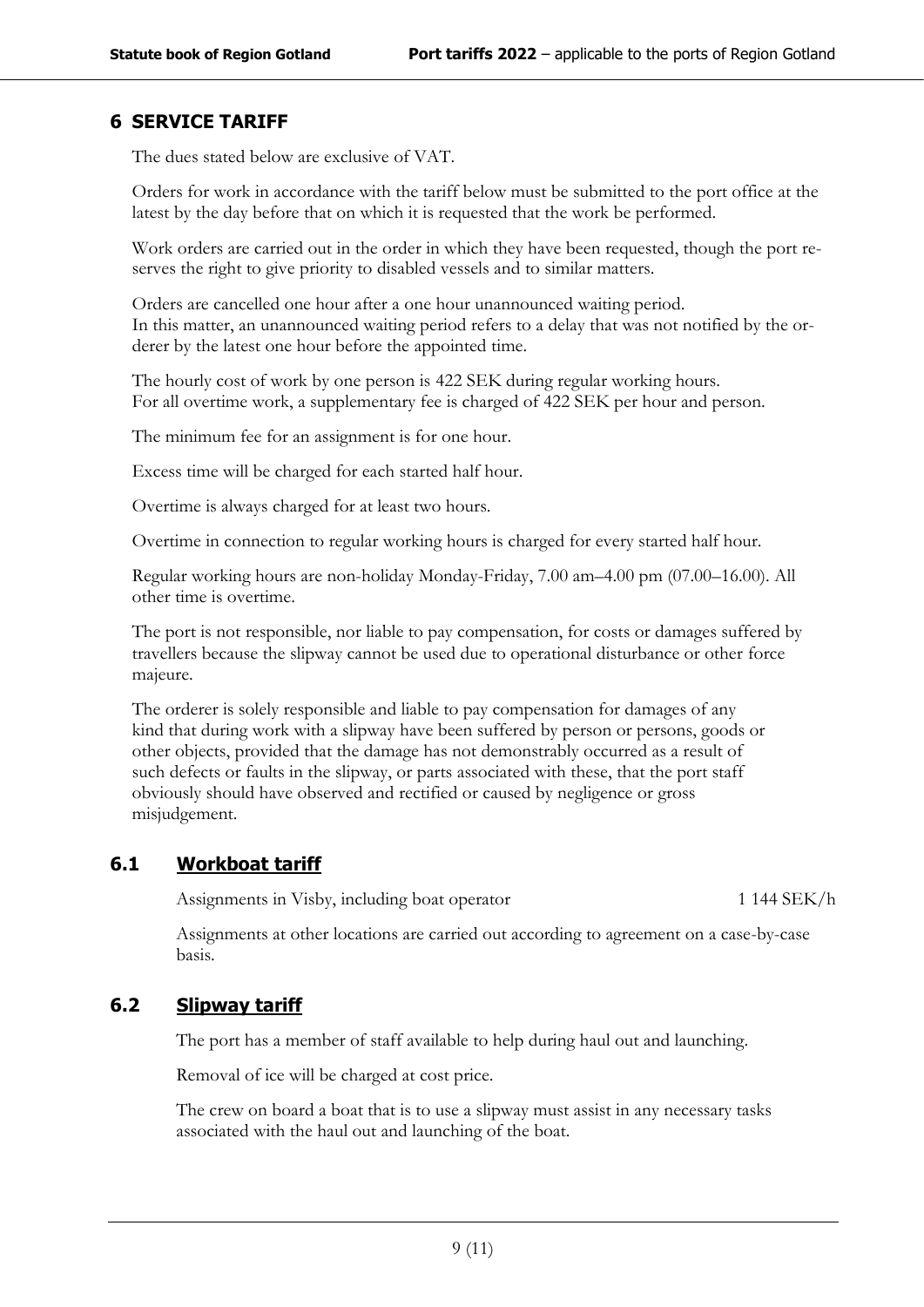## 6 SERVICE TARIFF

The dues stated below are exclusive of VAT.

Orders for work in accordance with the tariff below must be submitted to the port office at the latest by the day before that on which it is requested that the work be performed.

Work orders are carried out in the order in which they have been requested, though the port reserves the right to give priority to disabled vessels and to similar matters.

Orders are cancelled one hour after a one hour unannounced waiting period.
In this matter, an unannounced waiting period refers to a delay that was not notified by the orderer by the latest one hour before the appointed time.

The hourly cost of work by one person is 422 SEK during regular working hours.
For all overtime work, a supplementary fee is charged of 422 SEK per hour and person.

The minimum fee for an assignment is for one hour.

Excess time will be charged for each started half hour.

Overtime is always charged for at least two hours.

Overtime in connection to regular working hours is charged for every started half hour.

Regular working hours are non-holiday Monday-Friday, 7.00 am–4.00 pm (07.00–16.00). All other time is overtime.

The port is not responsible, nor liable to pay compensation, for costs or damages suffered by travellers because the slipway cannot be used due to operational disturbance or other force majeure.

The orderer is solely responsible and liable to pay compensation for damages of any kind that during work with a slipway have been suffered by person or persons, goods or other objects, provided that the damage has not demonstrably occurred as a result of such defects or faults in the slipway, or parts associated with these, that the port staff obviously should have observed and rectified or caused by negligence or gross misjudgement.

### 6.1 Workboat tariff

| | |
|---|---|
| Assignments in Visby, including boat operator | 1 144 SEK/h |

Assignments at other locations are carried out according to agreement on a case-by-case basis.

### 6.2 Slipway tariff

The port has a member of staff available to help during haul out and launching.

Removal of ice will be charged at cost price.

The crew on board a boat that is to use a slipway must assist in any necessary tasks associated with the haul out and launching of the boat.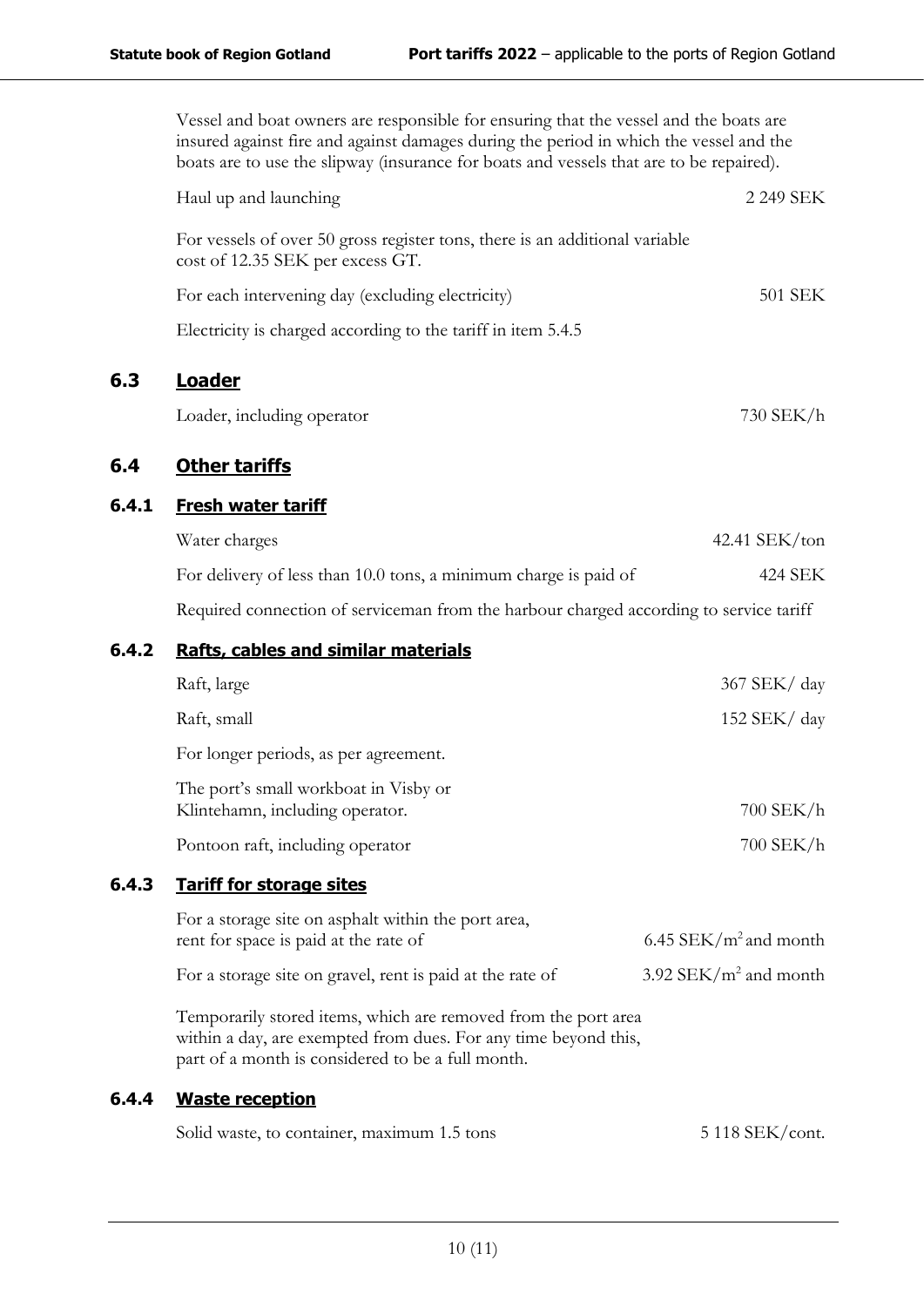Vessel and boat owners are responsible for ensuring that the vessel and the boats are insured against fire and against damages during the period in which the vessel and the boats are to use the slipway (insurance for boats and vessels that are to be repaired).

| | |
|---|---|
| Haul up and launching | 2 249 SEK |
| For vessels of over 50 gross register tons, there is an additional variable cost of 12.35 SEK per excess GT. | |
| For each intervening day (excluding electricity) | 501 SEK |
| Electricity is charged according to the tariff in item 5.4.5 | |

## 6.3 Loader

| | |
|---|---|
| Loader, including operator | 730 SEK/h |

## 6.4 Other tariffs

### 6.4.1 Fresh water tariff

| | |
|---|---|
| Water charges | 42.41 SEK/ton |
| For delivery of less than 10.0 tons, a minimum charge is paid of | 424 SEK |

Required connection of serviceman from the harbour charged according to service tariff

### 6.4.2 Rafts, cables and similar materials

| | |
|---|---|
| Raft, large | 367 SEK/ day |
| Raft, small | 152 SEK/ day |
| For longer periods, as per agreement. | |
| The port's small workboat in Visby or Klintehamn, including operator. | 700 SEK/h |
| Pontoon raft, including operator | 700 SEK/h |

### 6.4.3 Tariff for storage sites

| | |
|---|---|
| For a storage site on asphalt within the port area, rent for space is paid at the rate of | 6.45 SEK/m$^2$ and month |
| For a storage site on gravel, rent is paid at the rate of | 3.92 SEK/m$^2$ and month |

Temporarily stored items, which are removed from the port area within a day, are exempted from dues. For any time beyond this, part of a month is considered to be a full month.

### 6.4.4 Waste reception

| | |
|---|---|
| Solid waste, to container, maximum 1.5 tons | 5 118 SEK/cont. |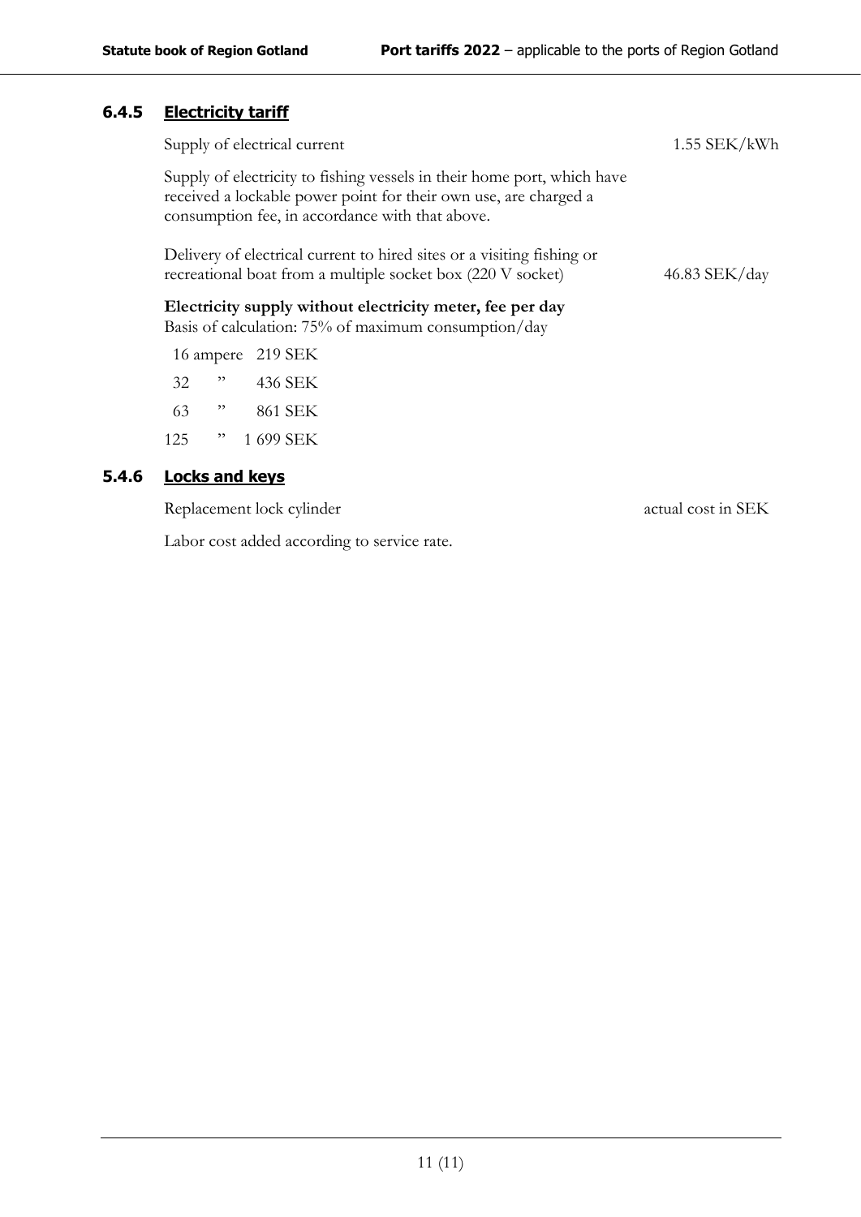### 6.4.5 Electricity tariff

| | |
|---|---|
| Supply of electrical current | 1.55 SEK/kWh |

Supply of electricity to fishing vessels in their home port, which have received a lockable power point for their own use, are charged a consumption fee, in accordance with that above.

| | |
|---|---|
| Delivery of electrical current to hired sites or a visiting fishing or recreational boat from a multiple socket box (220 V socket) | 46.83 SEK/day |

**Electricity supply without electricity meter, fee per day**
Basis of calculation: 75% of maximum consumption/day

| | | |
|---|---|---|
| 16 | ampere | 219 SEK |
| 32 | ” | 436 SEK |
| 63 | ” | 861 SEK |
| 125 | ” | 1 699 SEK |

### 5.4.6 Locks and keys

| | |
|---|---|
| Replacement lock cylinder | actual cost in SEK |

Labor cost added according to service rate.